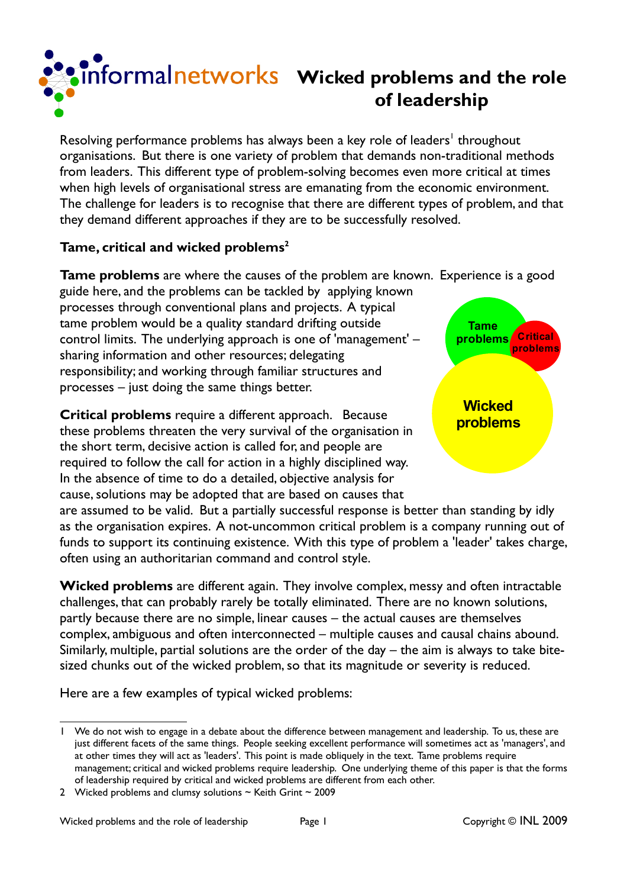# Wicked problems and the role of leadership

Resolving performance problems has always been a key role of leaders[1] throughout organisations. But there is one variety of problem that demands non-traditional methods from leaders. This different type of problem-solving becomes even more critical at times when high levels of organisational stress are emanating from the economic environment. The challenge for leaders is to recognise that there are different types of problem, and that they demand different approaches if they are to be successfully resolved.

## Tame, critical and wicked problems[2]

**Tame problems** are where the causes of the problem are known. Experience is a good guide here, and the problems can be tackled by applying known processes through conventional plans and projects. A typical tame problem would be a quality standard drifting outside control limits. The underlying approach is one of 'management' – sharing information and other resources; delegating responsibility; and working through familiar structures and processes – just doing the same things better.

Tame problems

Critical problems

Wicked problems

**Critical problems** require a different approach. Because these problems threaten the very survival of the organisation in the short term, decisive action is called for, and people are required to follow the call for action in a highly disciplined way. In the absence of time to do a detailed, objective analysis for cause, solutions may be adopted that are based on causes that are assumed to be valid. But a partially successful response is better than standing by idly as the organisation expires. A not-uncommon critical problem is a company running out of funds to support its continuing existence. With this type of problem a 'leader' takes charge, often using an authoritarian command and control style.

**Wicked problems** are different again. They involve complex, messy and often intractable challenges, that can probably rarely be totally eliminated. There are no known solutions, partly because there are no simple, linear causes – the actual causes are themselves complex, ambiguous and often interconnected – multiple causes and causal chains abound. Similarly, multiple, partial solutions are the order of the day – the aim is always to take bite-sized chunks out of the wicked problem, so that its magnitude or severity is reduced.

Here are a few examples of typical wicked problems:

---

1 We do not wish to engage in a debate about the difference between management and leadership. To us, these are just different facets of the same things. People seeking excellent performance will sometimes act as 'managers', and at other times they will act as 'leaders'. This point is made obliquely in the text. Tame problems require management; critical and wicked problems require leadership. One underlying theme of this paper is that the forms of leadership required by critical and wicked problems are different from each other.

2 Wicked problems and clumsy solutions ~ Keith Grint ~ 2009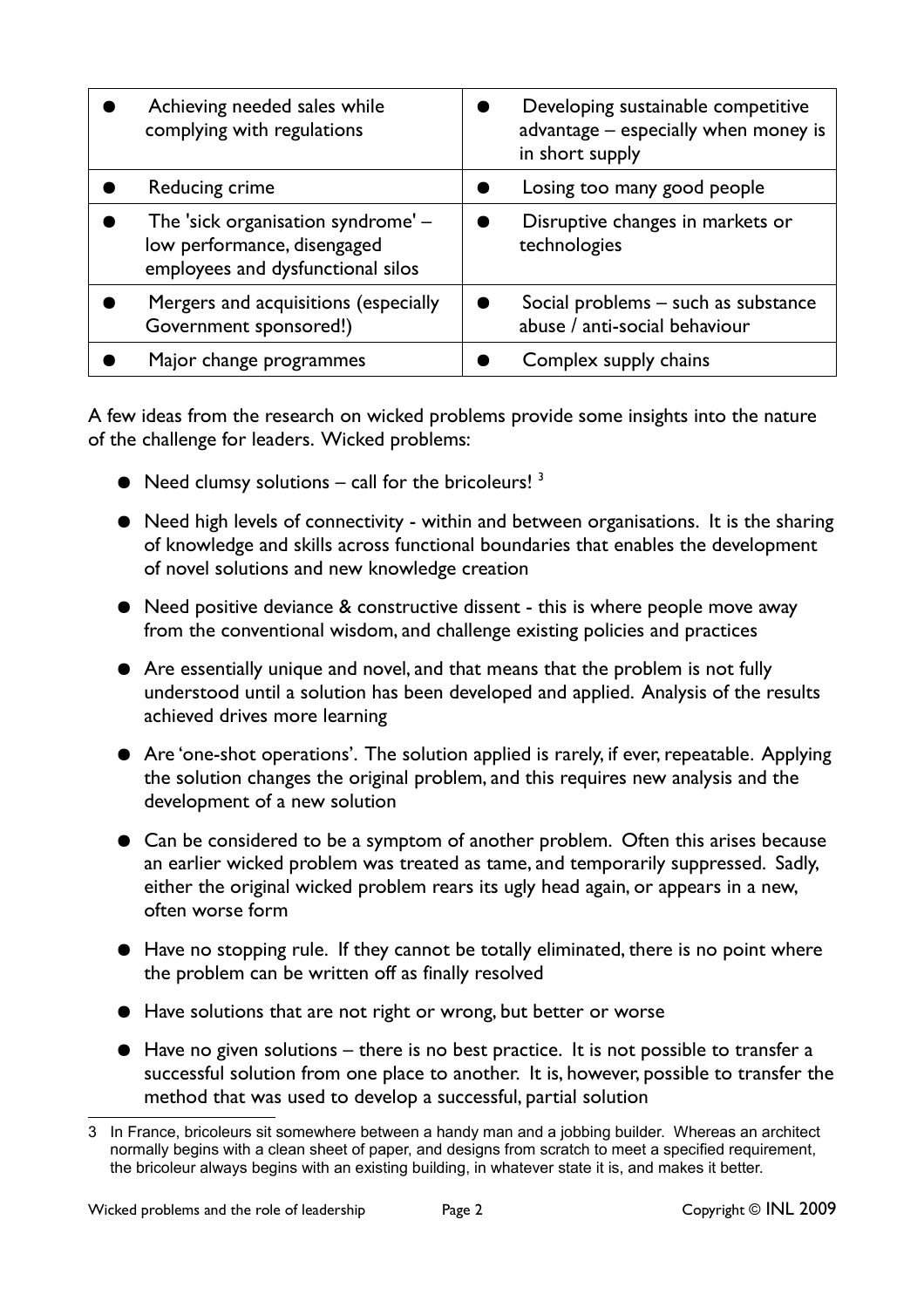| | |
|---|---|
| Achieving needed sales while complying with regulations | Developing sustainable competitive advantage – especially when money is in short supply |
| Reducing crime | Losing too many good people |
| The 'sick organisation syndrome' – low performance, disengaged employees and dysfunctional silos | Disruptive changes in markets or technologies |
| Mergers and acquisitions (especially Government sponsored!) | Social problems – such as substance abuse / anti-social behaviour |
| Major change programmes | Complex supply chains |

A few ideas from the research on wicked problems provide some insights into the nature of the challenge for leaders. Wicked problems:

- Need clumsy solutions – call for the bricoleurs! [3]
- Need high levels of connectivity - within and between organisations. It is the sharing of knowledge and skills across functional boundaries that enables the development of novel solutions and new knowledge creation
- Need positive deviance & constructive dissent - this is where people move away from the conventional wisdom, and challenge existing policies and practices
- Are essentially unique and novel, and that means that the problem is not fully understood until a solution has been developed and applied. Analysis of the results achieved drives more learning
- Are 'one-shot operations'. The solution applied is rarely, if ever, repeatable. Applying the solution changes the original problem, and this requires new analysis and the development of a new solution
- Can be considered to be a symptom of another problem. Often this arises because an earlier wicked problem was treated as tame, and temporarily suppressed. Sadly, either the original wicked problem rears its ugly head again, or appears in a new, often worse form
- Have no stopping rule. If they cannot be totally eliminated, there is no point where the problem can be written off as finally resolved
- Have solutions that are not right or wrong, but better or worse
- Have no given solutions – there is no best practice. It is not possible to transfer a successful solution from one place to another. It is, however, possible to transfer the method that was used to develop a successful, partial solution

3 In France, bricoleurs sit somewhere between a handy man and a jobbing builder. Whereas an architect normally begins with a clean sheet of paper, and designs from scratch to meet a specified requirement, the bricoleur always begins with an existing building, in whatever state it is, and makes it better.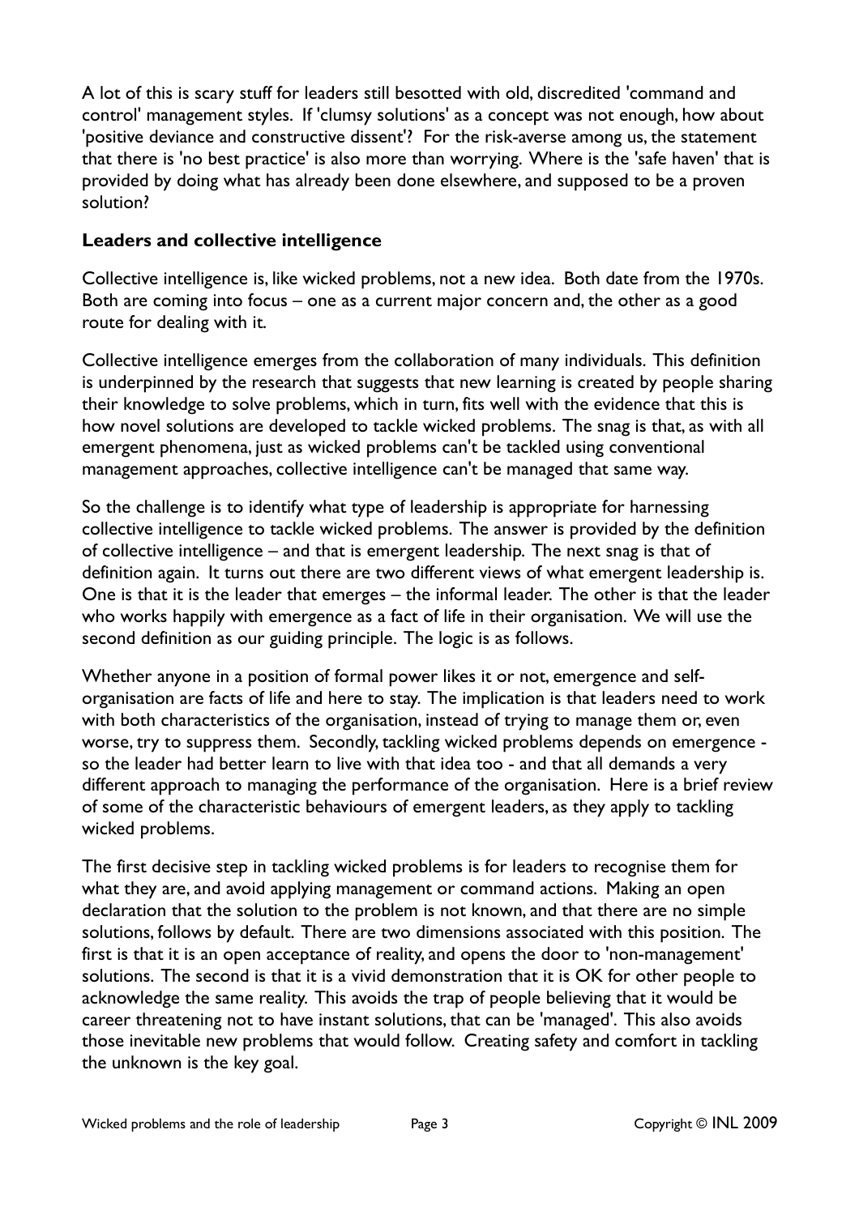A lot of this is scary stuff for leaders still besotted with old, discredited 'command and control' management styles. If 'clumsy solutions' as a concept was not enough, how about 'positive deviance and constructive dissent'? For the risk-averse among us, the statement that there is 'no best practice' is also more than worrying. Where is the 'safe haven' that is provided by doing what has already been done elsewhere, and supposed to be a proven solution?

**Leaders and collective intelligence**

Collective intelligence is, like wicked problems, not a new idea. Both date from the 1970s. Both are coming into focus – one as a current major concern and, the other as a good route for dealing with it.

Collective intelligence emerges from the collaboration of many individuals. This definition is underpinned by the research that suggests that new learning is created by people sharing their knowledge to solve problems, which in turn, fits well with the evidence that this is how novel solutions are developed to tackle wicked problems. The snag is that, as with all emergent phenomena, just as wicked problems can't be tackled using conventional management approaches, collective intelligence can't be managed that same way.

So the challenge is to identify what type of leadership is appropriate for harnessing collective intelligence to tackle wicked problems. The answer is provided by the definition of collective intelligence – and that is emergent leadership. The next snag is that of definition again. It turns out there are two different views of what emergent leadership is. One is that it is the leader that emerges – the informal leader. The other is that the leader who works happily with emergence as a fact of life in their organisation. We will use the second definition as our guiding principle. The logic is as follows.

Whether anyone in a position of formal power likes it or not, emergence and self-organisation are facts of life and here to stay. The implication is that leaders need to work with both characteristics of the organisation, instead of trying to manage them or, even worse, try to suppress them. Secondly, tackling wicked problems depends on emergence - so the leader had better learn to live with that idea too - and that all demands a very different approach to managing the performance of the organisation. Here is a brief review of some of the characteristic behaviours of emergent leaders, as they apply to tackling wicked problems.

The first decisive step in tackling wicked problems is for leaders to recognise them for what they are, and avoid applying management or command actions. Making an open declaration that the solution to the problem is not known, and that there are no simple solutions, follows by default. There are two dimensions associated with this position. The first is that it is an open acceptance of reality, and opens the door to 'non-management' solutions. The second is that it is a vivid demonstration that it is OK for other people to acknowledge the same reality. This avoids the trap of people believing that it would be career threatening not to have instant solutions, that can be 'managed'. This also avoids those inevitable new problems that would follow. Creating safety and comfort in tackling the unknown is the key goal.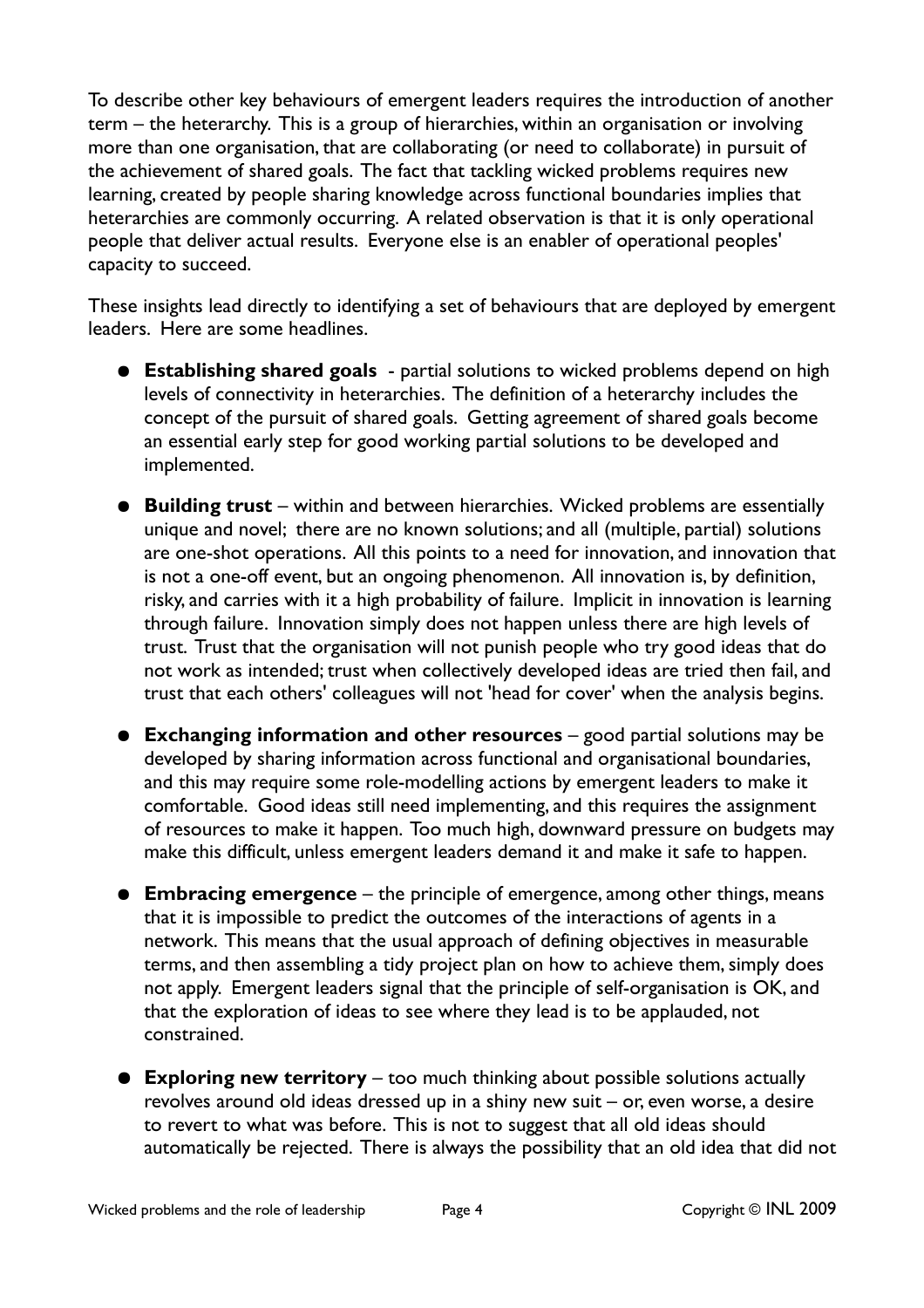To describe other key behaviours of emergent leaders requires the introduction of another term – the heterarchy. This is a group of hierarchies, within an organisation or involving more than one organisation, that are collaborating (or need to collaborate) in pursuit of the achievement of shared goals. The fact that tackling wicked problems requires new learning, created by people sharing knowledge across functional boundaries implies that heterarchies are commonly occurring. A related observation is that it is only operational people that deliver actual results. Everyone else is an enabler of operational peoples' capacity to succeed.

These insights lead directly to identifying a set of behaviours that are deployed by emergent leaders. Here are some headlines.

- **Establishing shared goals** - partial solutions to wicked problems depend on high levels of connectivity in heterarchies. The definition of a heterarchy includes the concept of the pursuit of shared goals. Getting agreement of shared goals become an essential early step for good working partial solutions to be developed and implemented.
- **Building trust** – within and between hierarchies. Wicked problems are essentially unique and novel; there are no known solutions; and all (multiple, partial) solutions are one-shot operations. All this points to a need for innovation, and innovation that is not a one-off event, but an ongoing phenomenon. All innovation is, by definition, risky, and carries with it a high probability of failure. Implicit in innovation is learning through failure. Innovation simply does not happen unless there are high levels of trust. Trust that the organisation will not punish people who try good ideas that do not work as intended; trust when collectively developed ideas are tried then fail, and trust that each others' colleagues will not 'head for cover' when the analysis begins.
- **Exchanging information and other resources** – good partial solutions may be developed by sharing information across functional and organisational boundaries, and this may require some role-modelling actions by emergent leaders to make it comfortable. Good ideas still need implementing, and this requires the assignment of resources to make it happen. Too much high, downward pressure on budgets may make this difficult, unless emergent leaders demand it and make it safe to happen.
- **Embracing emergence** – the principle of emergence, among other things, means that it is impossible to predict the outcomes of the interactions of agents in a network. This means that the usual approach of defining objectives in measurable terms, and then assembling a tidy project plan on how to achieve them, simply does not apply. Emergent leaders signal that the principle of self-organisation is OK, and that the exploration of ideas to see where they lead is to be applauded, not constrained.
- **Exploring new territory** – too much thinking about possible solutions actually revolves around old ideas dressed up in a shiny new suit – or, even worse, a desire to revert to what was before. This is not to suggest that all old ideas should automatically be rejected. There is always the possibility that an old idea that did not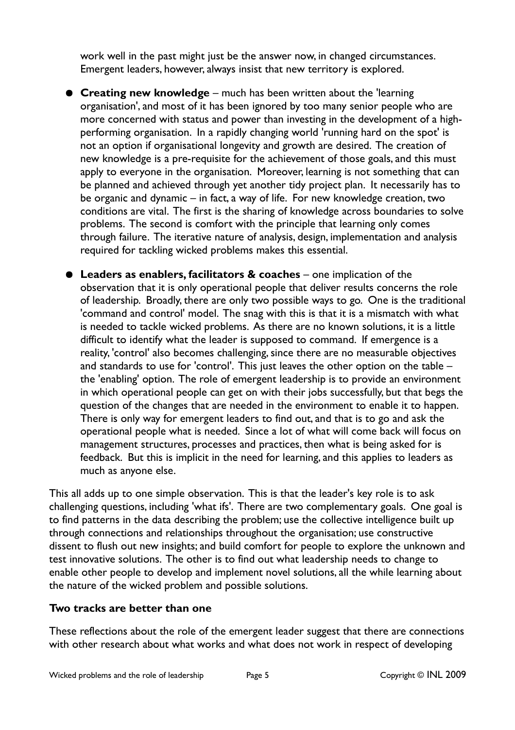work well in the past might just be the answer now, in changed circumstances. Emergent leaders, however, always insist that new territory is explored.

- **Creating new knowledge** – much has been written about the 'learning organisation', and most of it has been ignored by too many senior people who are more concerned with status and power than investing in the development of a high-performing organisation. In a rapidly changing world 'running hard on the spot' is not an option if organisational longevity and growth are desired. The creation of new knowledge is a pre-requisite for the achievement of those goals, and this must apply to everyone in the organisation. Moreover, learning is not something that can be planned and achieved through yet another tidy project plan. It necessarily has to be organic and dynamic – in fact, a way of life. For new knowledge creation, two conditions are vital. The first is the sharing of knowledge across boundaries to solve problems. The second is comfort with the principle that learning only comes through failure. The iterative nature of analysis, design, implementation and analysis required for tackling wicked problems makes this essential.

- **Leaders as enablers, facilitators & coaches** – one implication of the observation that it is only operational people that deliver results concerns the role of leadership. Broadly, there are only two possible ways to go. One is the traditional 'command and control' model. The snag with this is that it is a mismatch with what is needed to tackle wicked problems. As there are no known solutions, it is a little difficult to identify what the leader is supposed to command. If emergence is a reality, 'control' also becomes challenging, since there are no measurable objectives and standards to use for 'control'. This just leaves the other option on the table – the 'enabling' option. The role of emergent leadership is to provide an environment in which operational people can get on with their jobs successfully, but that begs the question of the changes that are needed in the environment to enable it to happen. There is only way for emergent leaders to find out, and that is to go and ask the operational people what is needed. Since a lot of what will come back will focus on management structures, processes and practices, then what is being asked for is feedback. But this is implicit in the need for learning, and this applies to leaders as much as anyone else.

This all adds up to one simple observation. This is that the leader's key role is to ask challenging questions, including 'what ifs'. There are two complementary goals. One goal is to find patterns in the data describing the problem; use the collective intelligence built up through connections and relationships throughout the organisation; use constructive dissent to flush out new insights; and build comfort for people to explore the unknown and test innovative solutions. The other is to find out what leadership needs to change to enable other people to develop and implement novel solutions, all the while learning about the nature of the wicked problem and possible solutions.

### Two tracks are better than one

These reflections about the role of the emergent leader suggest that there are connections with other research about what works and what does not work in respect of developing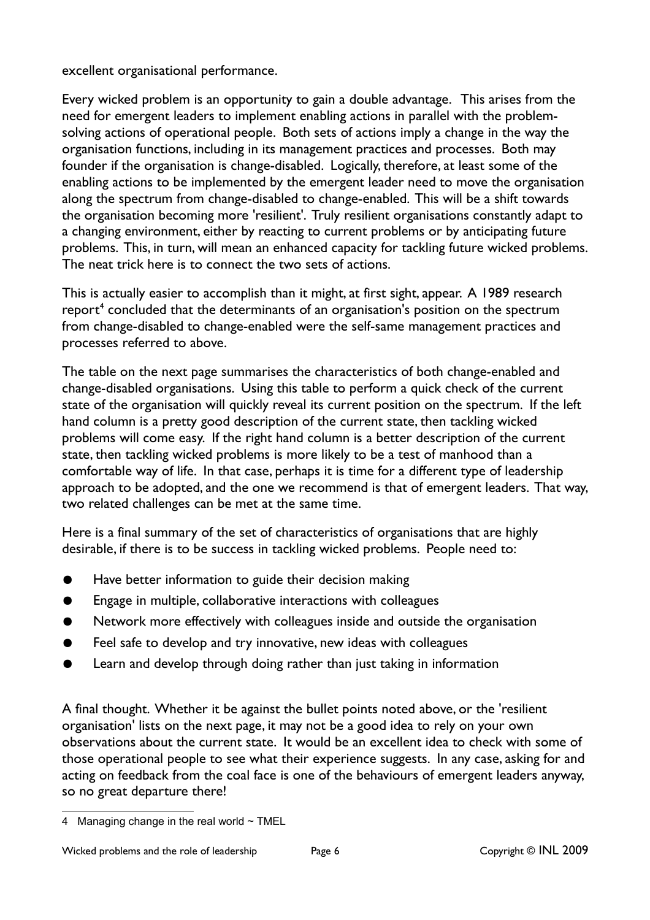excellent organisational performance.

Every wicked problem is an opportunity to gain a double advantage. This arises from the need for emergent leaders to implement enabling actions in parallel with the problem-solving actions of operational people. Both sets of actions imply a change in the way the organisation functions, including in its management practices and processes. Both may founder if the organisation is change-disabled. Logically, therefore, at least some of the enabling actions to be implemented by the emergent leader need to move the organisation along the spectrum from change-disabled to change-enabled. This will be a shift towards the organisation becoming more 'resilient'. Truly resilient organisations constantly adapt to a changing environment, either by reacting to current problems or by anticipating future problems. This, in turn, will mean an enhanced capacity for tackling future wicked problems. The neat trick here is to connect the two sets of actions.

This is actually easier to accomplish than it might, at first sight, appear. A 1989 research report[4] concluded that the determinants of an organisation's position on the spectrum from change-disabled to change-enabled were the self-same management practices and processes referred to above.

The table on the next page summarises the characteristics of both change-enabled and change-disabled organisations. Using this table to perform a quick check of the current state of the organisation will quickly reveal its current position on the spectrum. If the left hand column is a pretty good description of the current state, then tackling wicked problems will come easy. If the right hand column is a better description of the current state, then tackling wicked problems is more likely to be a test of manhood than a comfortable way of life. In that case, perhaps it is time for a different type of leadership approach to be adopted, and the one we recommend is that of emergent leaders. That way, two related challenges can be met at the same time.

Here is a final summary of the set of characteristics of organisations that are highly desirable, if there is to be success in tackling wicked problems. People need to:

- Have better information to guide their decision making
- Engage in multiple, collaborative interactions with colleagues
- Network more effectively with colleagues inside and outside the organisation
- Feel safe to develop and try innovative, new ideas with colleagues
- Learn and develop through doing rather than just taking in information

A final thought. Whether it be against the bullet points noted above, or the 'resilient organisation' lists on the next page, it may not be a good idea to rely on your own observations about the current state. It would be an excellent idea to check with some of those operational people to see what their experience suggests. In any case, asking for and acting on feedback from the coal face is one of the behaviours of emergent leaders anyway, so no great departure there!

---

[4] Managing change in the real world ~ TMEL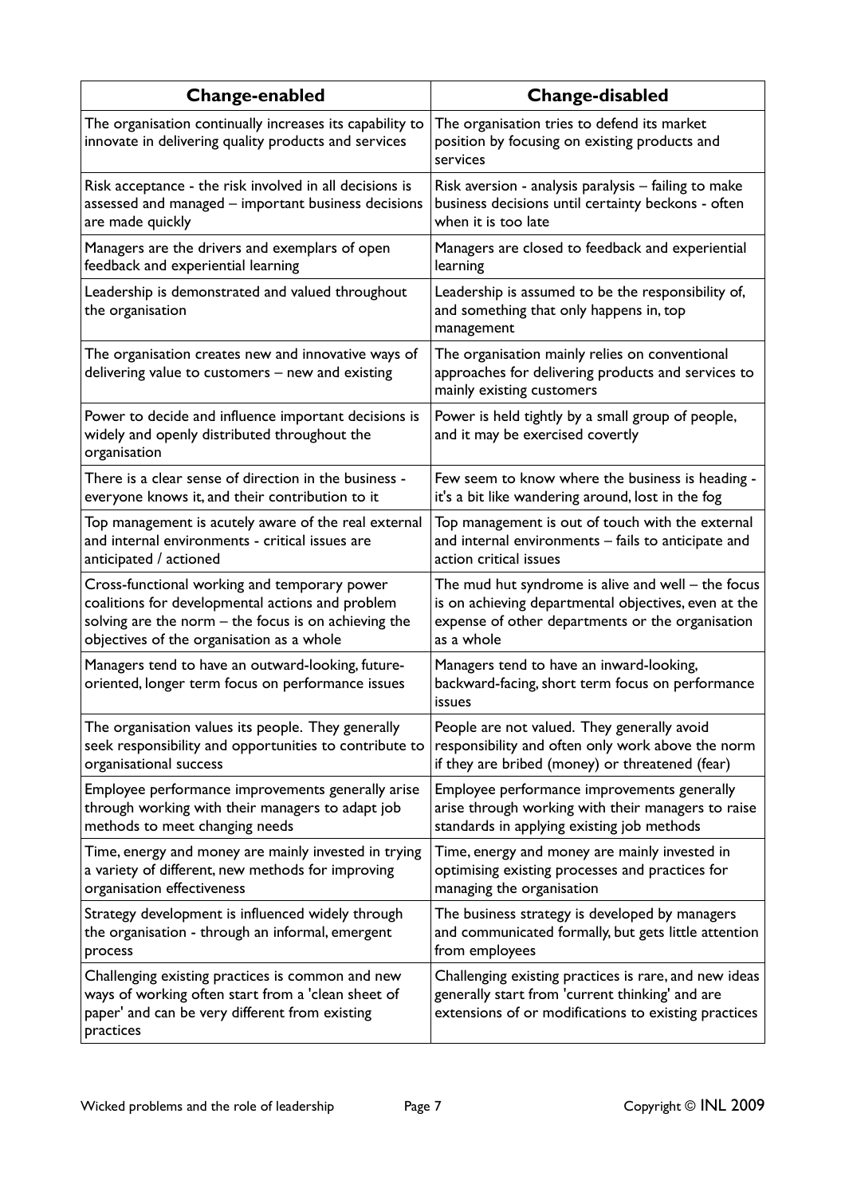| Change-enabled | Change-disabled |
|---|---|
| The organisation continually increases its capability to innovate in delivering quality products and services | The organisation tries to defend its market position by focusing on existing products and services |
| Risk acceptance - the risk involved in all decisions is assessed and managed – important business decisions are made quickly | Risk aversion - analysis paralysis – failing to make business decisions until certainty beckons - often when it is too late |
| Managers are the drivers and exemplars of open feedback and experiential learning | Managers are closed to feedback and experiential learning |
| Leadership is demonstrated and valued throughout the organisation | Leadership is assumed to be the responsibility of, and something that only happens in, top management |
| The organisation creates new and innovative ways of delivering value to customers – new and existing | The organisation mainly relies on conventional approaches for delivering products and services to mainly existing customers |
| Power to decide and influence important decisions is widely and openly distributed throughout the organisation | Power is held tightly by a small group of people, and it may be exercised covertly |
| There is a clear sense of direction in the business - everyone knows it, and their contribution to it | Few seem to know where the business is heading - it's a bit like wandering around, lost in the fog |
| Top management is acutely aware of the real external and internal environments - critical issues are anticipated / actioned | Top management is out of touch with the external and internal environments – fails to anticipate and action critical issues |
| Cross-functional working and temporary power coalitions for developmental actions and problem solving are the norm – the focus is on achieving the objectives of the organisation as a whole | The mud hut syndrome is alive and well – the focus is on achieving departmental objectives, even at the expense of other departments or the organisation as a whole |
| Managers tend to have an outward-looking, future-oriented, longer term focus on performance issues | Managers tend to have an inward-looking, backward-facing, short term focus on performance issues |
| The organisation values its people. They generally seek responsibility and opportunities to contribute to organisational success | People are not valued. They generally avoid responsibility and often only work above the norm if they are bribed (money) or threatened (fear) |
| Employee performance improvements generally arise through working with their managers to adapt job methods to meet changing needs | Employee performance improvements generally arise through working with their managers to raise standards in applying existing job methods |
| Time, energy and money are mainly invested in trying a variety of different, new methods for improving organisation effectiveness | Time, energy and money are mainly invested in optimising existing processes and practices for managing the organisation |
| Strategy development is influenced widely through the organisation - through an informal, emergent process | The business strategy is developed by managers and communicated formally, but gets little attention from employees |
| Challenging existing practices is common and new ways of working often start from a 'clean sheet of paper' and can be very different from existing practices | Challenging existing practices is rare, and new ideas generally start from 'current thinking' and are extensions of or modifications to existing practices |